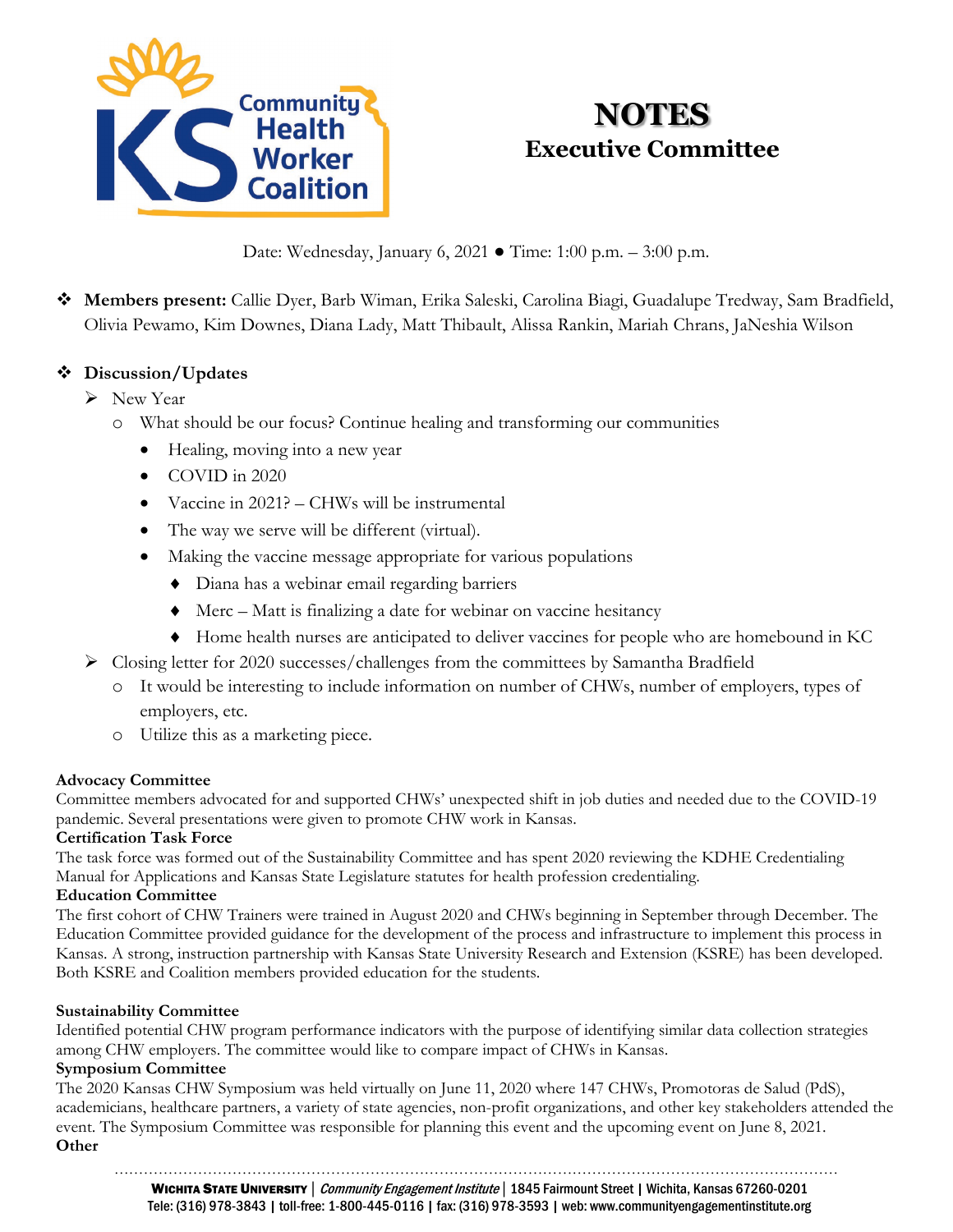# NOTES

## Executive Committee

Date: Wednesday, January 6, 2021 ● Time: 1:00 p.m. – 3:00 p.m.

- **Members present:** Callie Dyer, Barb Wiman, Erika Saleski, Carolina Biagi, Guadalupe Tredway, Sam Bradfield, Olivia Pewamo, Kim Downes, Diana Lady, Matt Thibault, Alissa Rankin, Mariah Chrans, JaNeshia Wilson

- **Discussion/Updates**
  - New Year
    - What should be our focus? Continue healing and transforming our communities
      - Healing, moving into a new year
      - COVID in 2020
      - Vaccine in 2021? – CHWs will be instrumental
      - The way we serve will be different (virtual).
      - Making the vaccine message appropriate for various populations
        - Diana has a webinar email regarding barriers
        - Merc – Matt is finalizing a date for webinar on vaccine hesitancy
        - Home health nurses are anticipated to deliver vaccines for people who are homebound in KC
  - Closing letter for 2020 successes/challenges from the committees by Samantha Bradfield
    - It would be interesting to include information on number of CHWs, number of employers, types of employers, etc.
    - Utilize this as a marketing piece.

**Advocacy Committee**
Committee members advocated for and supported CHWs' unexpected shift in job duties and needed due to the COVID-19 pandemic. Several presentations were given to promote CHW work in Kansas.

**Certification Task Force**
The task force was formed out of the Sustainability Committee and has spent 2020 reviewing the KDHE Credentialing Manual for Applications and Kansas State Legislature statutes for health profession credentialing.

**Education Committee**
The first cohort of CHW Trainers were trained in August 2020 and CHWs beginning in September through December. The Education Committee provided guidance for the development of the process and infrastructure to implement this process in Kansas. A strong, instruction partnership with Kansas State University Research and Extension (KSRE) has been developed. Both KSRE and Coalition members provided education for the students.

**Sustainability Committee**
Identified potential CHW program performance indicators with the purpose of identifying similar data collection strategies among CHW employers. The committee would like to compare impact of CHWs in Kansas.

**Symposium Committee**
The 2020 Kansas CHW Symposium was held virtually on June 11, 2020 where 147 CHWs, Promotoras de Salud (PdS), academicians, healthcare partners, a variety of state agencies, non-profit organizations, and other key stakeholders attended the event. The Symposium Committee was responsible for planning this event and the upcoming event on June 8, 2021.

**Other**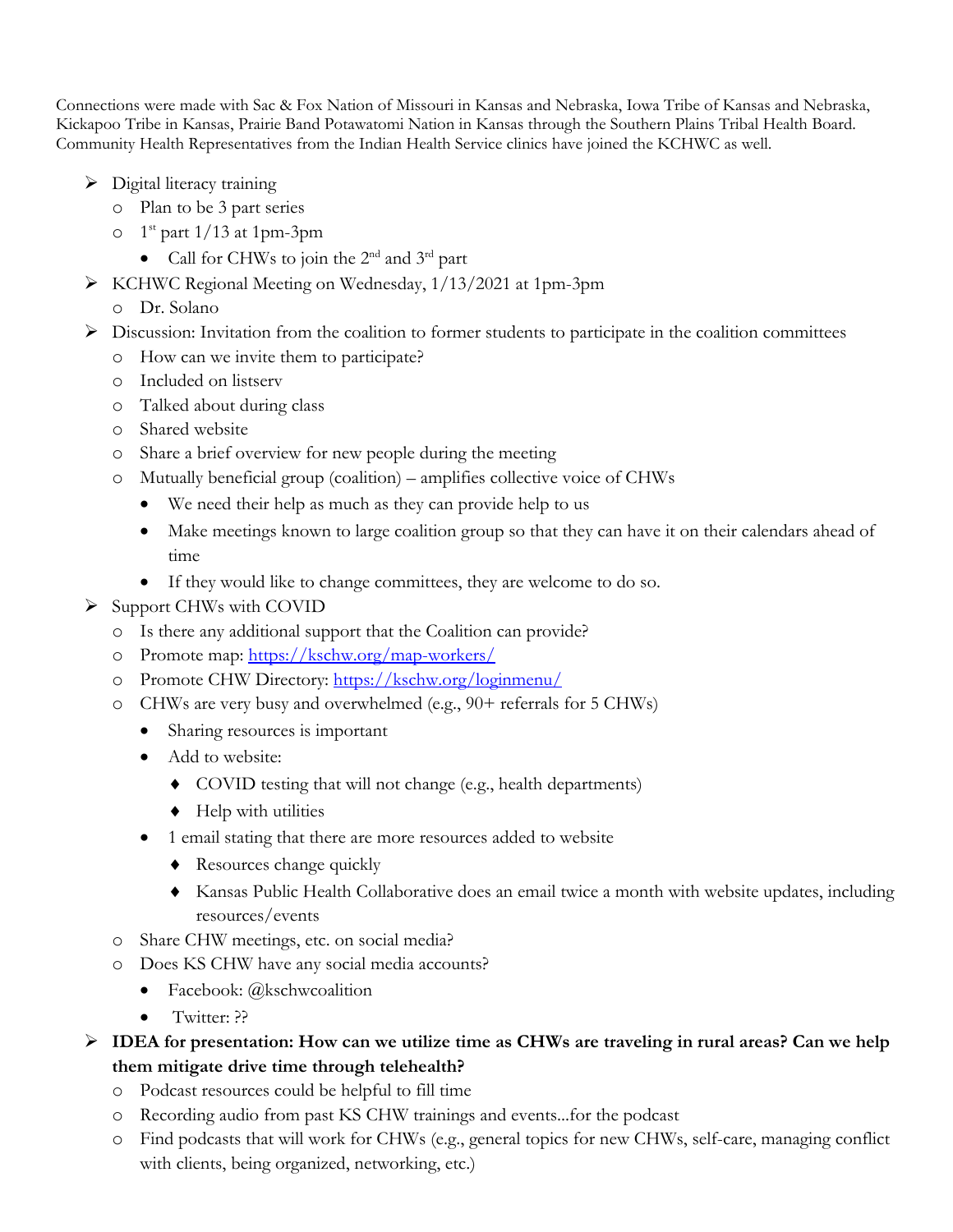Connections were made with Sac & Fox Nation of Missouri in Kansas and Nebraska, Iowa Tribe of Kansas and Nebraska, Kickapoo Tribe in Kansas, Prairie Band Potawatomi Nation in Kansas through the Southern Plains Tribal Health Board. Community Health Representatives from the Indian Health Service clinics have joined the KCHWC as well.

- Digital literacy training
  - Plan to be 3 part series
  - 1st part 1/13 at 1pm-3pm
    - Call for CHWs to join the 2nd and 3rd part
- KCHWC Regional Meeting on Wednesday, 1/13/2021 at 1pm-3pm
  - Dr. Solano
- Discussion: Invitation from the coalition to former students to participate in the coalition committees
  - How can we invite them to participate?
  - Included on listserv
  - Talked about during class
  - Shared website
  - Share a brief overview for new people during the meeting
  - Mutually beneficial group (coalition) – amplifies collective voice of CHWs
    - We need their help as much as they can provide help to us
    - Make meetings known to large coalition group so that they can have it on their calendars ahead of time
    - If they would like to change committees, they are welcome to do so.
- Support CHWs with COVID
  - Is there any additional support that the Coalition can provide?
  - Promote map: https://kschw.org/map-workers/
  - Promote CHW Directory: https://kschw.org/loginmenu/
  - CHWs are very busy and overwhelmed (e.g., 90+ referrals for 5 CHWs)
    - Sharing resources is important
    - Add to website:
      - COVID testing that will not change (e.g., health departments)
      - Help with utilities
    - 1 email stating that there are more resources added to website
      - Resources change quickly
      - Kansas Public Health Collaborative does an email twice a month with website updates, including resources/events
  - Share CHW meetings, etc. on social media?
  - Does KS CHW have any social media accounts?
    - Facebook: @kschwcoalition
    - Twitter: ??
- **IDEA for presentation: How can we utilize time as CHWs are traveling in rural areas? Can we help them mitigate drive time through telehealth?**
  - Podcast resources could be helpful to fill time
  - Recording audio from past KS CHW trainings and events...for the podcast
  - Find podcasts that will work for CHWs (e.g., general topics for new CHWs, self-care, managing conflict with clients, being organized, networking, etc.)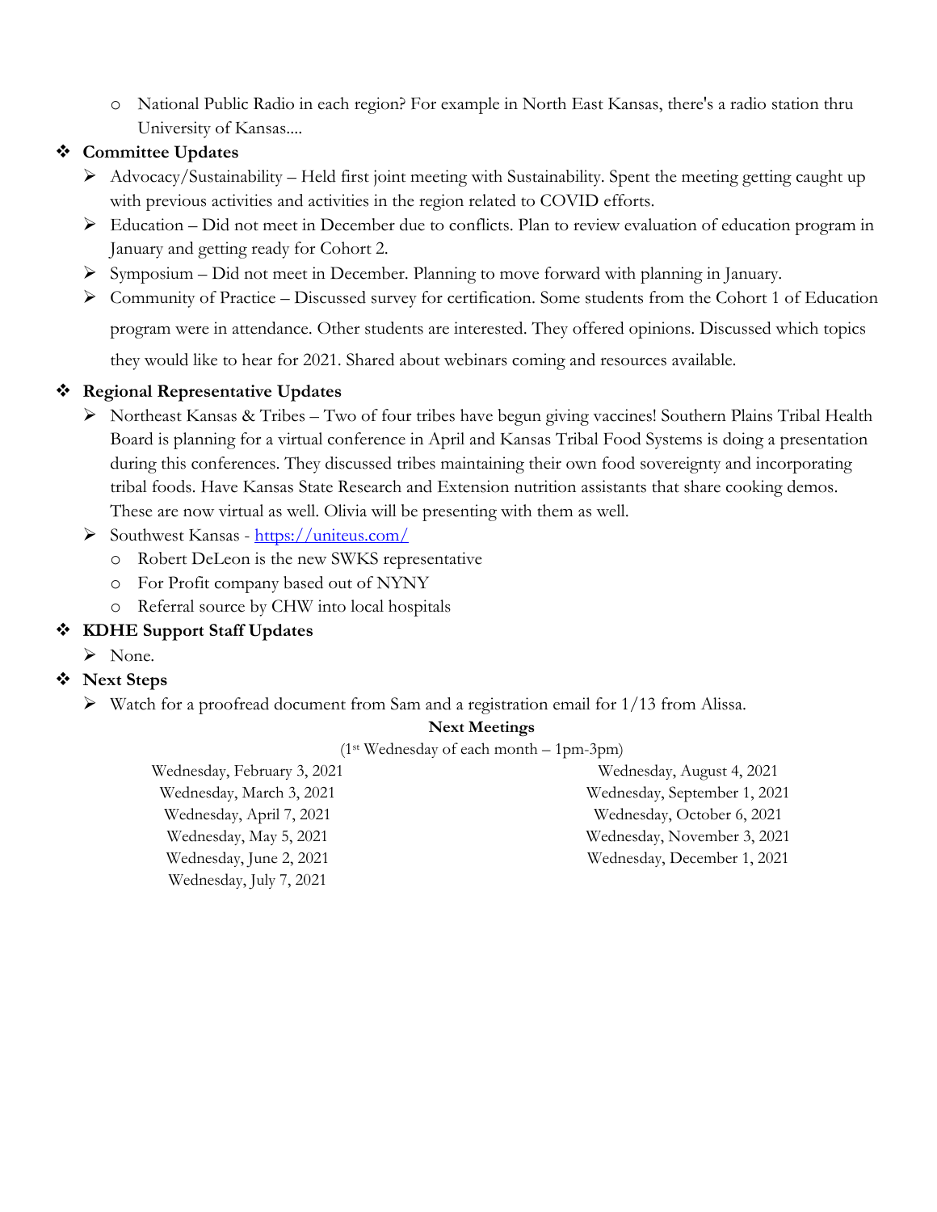- National Public Radio in each region? For example in North East Kansas, there's a radio station thru University of Kansas....

- **Committee Updates**
  - Advocacy/Sustainability – Held first joint meeting with Sustainability. Spent the meeting getting caught up with previous activities and activities in the region related to COVID efforts.
  - Education – Did not meet in December due to conflicts. Plan to review evaluation of education program in January and getting ready for Cohort 2.
  - Symposium – Did not meet in December. Planning to move forward with planning in January.
  - Community of Practice – Discussed survey for certification. Some students from the Cohort 1 of Education program were in attendance. Other students are interested. They offered opinions. Discussed which topics they would like to hear for 2021. Shared about webinars coming and resources available.

- **Regional Representative Updates**
  - Northeast Kansas & Tribes – Two of four tribes have begun giving vaccines! Southern Plains Tribal Health Board is planning for a virtual conference in April and Kansas Tribal Food Systems is doing a presentation during this conferences. They discussed tribes maintaining their own food sovereignty and incorporating tribal foods. Have Kansas State Research and Extension nutrition assistants that share cooking demos. These are now virtual as well. Olivia will be presenting with them as well.
  - Southwest Kansas - https://uniteus.com/
    - Robert DeLeon is the new SWKS representative
    - For Profit company based out of NYNY
    - Referral source by CHW into local hospitals

- **KDHE Support Staff Updates**
  - None.

- **Next Steps**
  - Watch for a proofread document from Sam and a registration email for 1/13 from Alissa.

**Next Meetings**

(1st Wednesday of each month – 1pm-3pm)

Wednesday, February 3, 2021
Wednesday, March 3, 2021
Wednesday, April 7, 2021
Wednesday, May 5, 2021
Wednesday, June 2, 2021
Wednesday, July 7, 2021
Wednesday, August 4, 2021
Wednesday, September 1, 2021
Wednesday, October 6, 2021
Wednesday, November 3, 2021
Wednesday, December 1, 2021